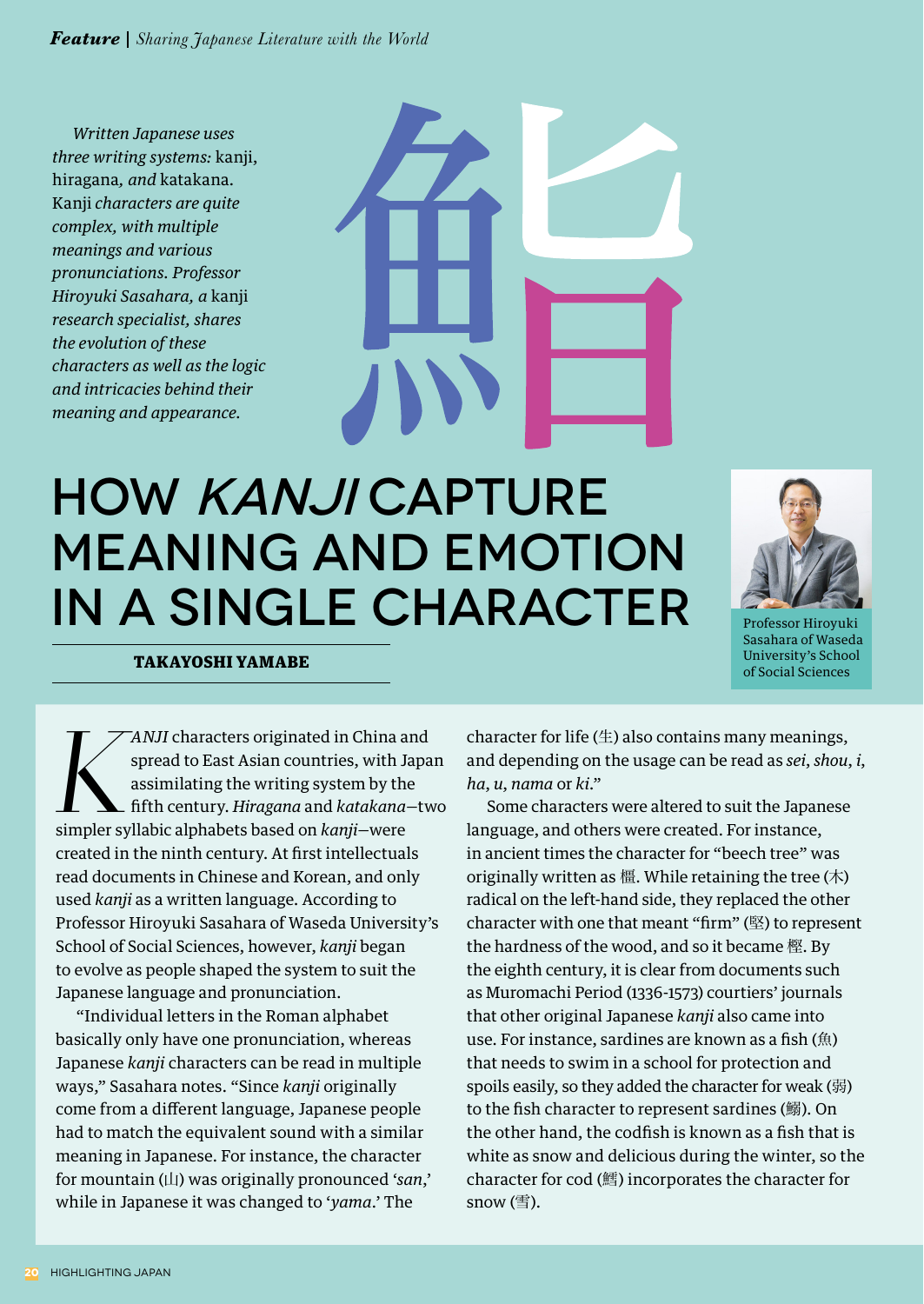*Written Japanese uses three writing systems:* kanji, hiragana, *and* katakana. Kanji *characters are quite complex, with multiple meanings and various pronunciations. Professor Hiroyuki Sasahara, a* kanji *research specialist, shares the evolution of these characters as well as the logic and intricacies behind their meaning and appearance.*

鮨

# HOW *KANJI* CAPTURE MEANING AND EMOTION IN A SINGLE CHARACTER

**TAKAYOSHI YAMABE**

Professor Hiroyuki Sasahara of Waseda University's School of Social Sciences

*KANJI* characters originated in China and spread to East Asian countries, with Japan assimilating the writing system by the fifth century. *Hiragana* and *katakana*—two simpler syllabic alphabets based on *kanji*—were created in the ninth century. At first intellectuals read documents in Chinese and Korean, and only used *kanji* as a written language. According to Professor Hiroyuki Sasahara of Waseda University's School of Social Sciences, however, *kanji* began to evolve as people shaped the system to suit the Japanese language and pronunciation.

"Individual letters in the Roman alphabet basically only have one pronunciation, whereas Japanese *kanji* characters can be read in multiple ways," Sasahara notes. "Since *kanji* originally come from a different language, Japanese people had to match the equivalent sound with a similar meaning in Japanese. For instance, the character for mountain (山) was originally pronounced '*san*,' while in Japanese it was changed to '*yama*.' The character for life (生) also contains many meanings, and depending on the usage can be read as *sei*, *shou*, *i*, *ha*, *u*, *nama* or *ki*."

Some characters were altered to suit the Japanese language, and others were created. For instance, in ancient times the character for "beech tree" was originally written as 橿. While retaining the tree (木) radical on the left-hand side, they replaced the other character with one that meant "firm" (堅) to represent the hardness of the wood, and so it became 樫. By the eighth century, it is clear from documents such as Muromachi Period (1336-1573) courtiers' journals that other original Japanese *kanji* also came into use. For instance, sardines are known as a fish (魚) that needs to swim in a school for protection and spoils easily, so they added the character for weak (弱) to the fish character to represent sardines (鰯). On the other hand, the codfish is known as a fish that is white as snow and delicious during the winter, so the character for cod (鱈) incorporates the character for snow (雪).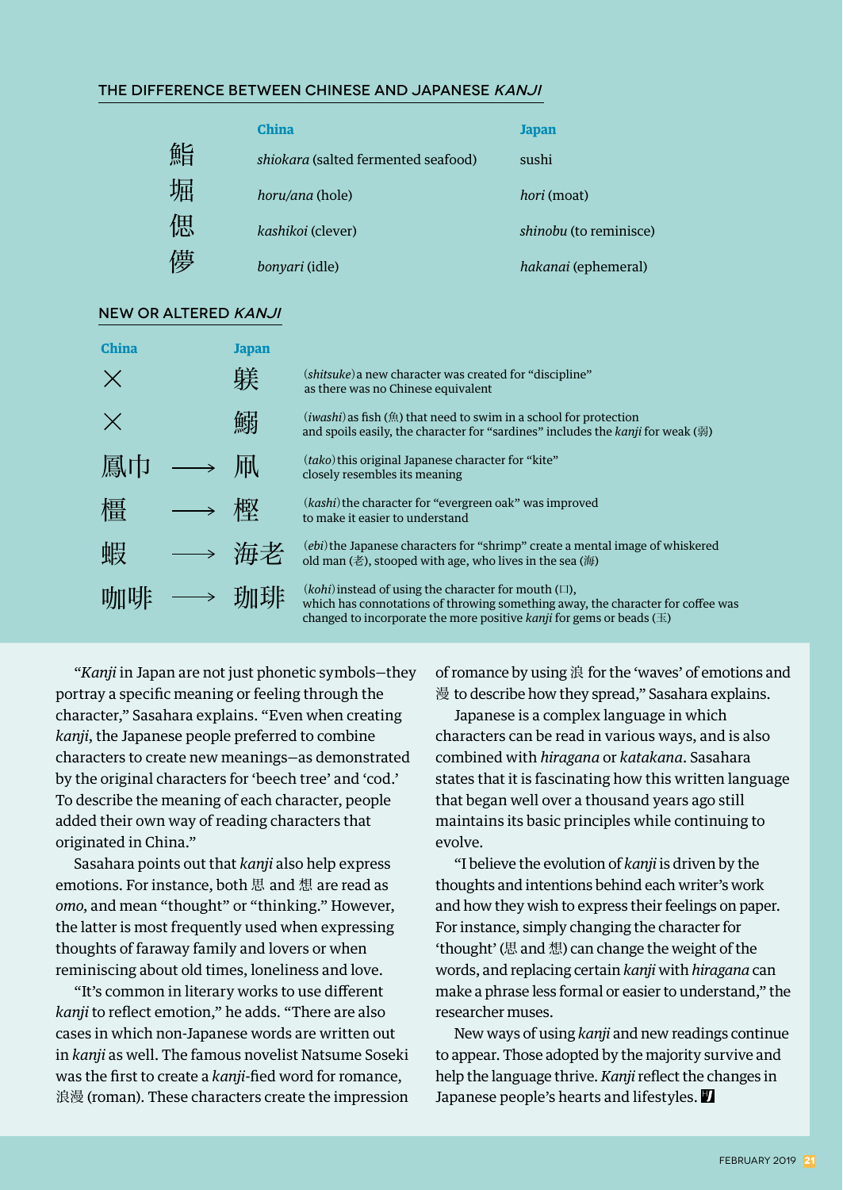## THE DIFFERENCE BETWEEN CHINESE AND JAPANESE *KANJI*

| | China | Japan |
|---|---|---|
| 鮨 | *shiokara* (salted fermented seafood) | sushi |
| 堀 | *horu/ana* (hole) | *hori* (moat) |
| 偲 | *kashikoi* (clever) | *shinobu* (to reminisce) |
| 儚 | *bonyari* (idle) | *hakanai* (ephemeral) |

## NEW OR ALTERED *KANJI*

| China | | Japan | |
|---|---|---|---|
| × | | 躾 | (*shitsuke*) a new character was created for "discipline" as there was no Chinese equivalent |
| × | | 鰯 | (*iwashi*) as fish (魚) that need to swim in a school for protection and spoils easily, the character for "sardines" includes the *kanji* for weak (弱) |
| 鳳巾 | ⟶ | 凧 | (*tako*) this original Japanese character for "kite" closely resembles its meaning |
| 橿 | ⟶ | 樫 | (*kashi*) the character for "evergreen oak" was improved to make it easier to understand |
| 蝦 | ⟶ | 海老 | (*ebi*) the Japanese characters for "shrimp" create a mental image of whiskered old man (老), stooped with age, who lives in the sea (海) |
| 咖啡 | ⟶ | 珈琲 | (*kohi*) instead of using the character for mouth (口), which has connotations of throwing something away, the character for coffee was changed to incorporate the more positive *kanji* for gems or beads (玉) |

"*Kanji* in Japan are not just phonetic symbols—they portray a specific meaning or feeling through the character," Sasahara explains. "Even when creating *kanji*, the Japanese people preferred to combine characters to create new meanings—as demonstrated by the original characters for 'beech tree' and 'cod.' To describe the meaning of each character, people added their own way of reading characters that originated in China."

Sasahara points out that *kanji* also help express emotions. For instance, both 思 and 想 are read as *omo*, and mean "thought" or "thinking." However, the latter is most frequently used when expressing thoughts of faraway family and lovers or when reminiscing about old times, loneliness and love.

"It's common in literary works to use different *kanji* to reflect emotion," he adds. "There are also cases in which non-Japanese words are written out in *kanji* as well. The famous novelist Natsume Soseki was the first to create a *kanji*-fied word for romance, 浪漫 (roman). These characters create the impression of romance by using 浪 for the 'waves' of emotions and 漫 to describe how they spread," Sasahara explains.

Japanese is a complex language in which characters can be read in various ways, and is also combined with *hiragana* or *katakana*. Sasahara states that it is fascinating how this written language that began well over a thousand years ago still maintains its basic principles while continuing to evolve.

"I believe the evolution of *kanji* is driven by the thoughts and intentions behind each writer's work and how they wish to express their feelings on paper. For instance, simply changing the character for 'thought' (思 and 想) can change the weight of the words, and replacing certain *kanji* with *hiragana* can make a phrase less formal or easier to understand," the researcher muses.

New ways of using *kanji* and new readings continue to appear. Those adopted by the majority survive and help the language thrive. *Kanji* reflect the changes in Japanese people's hearts and lifestyles.